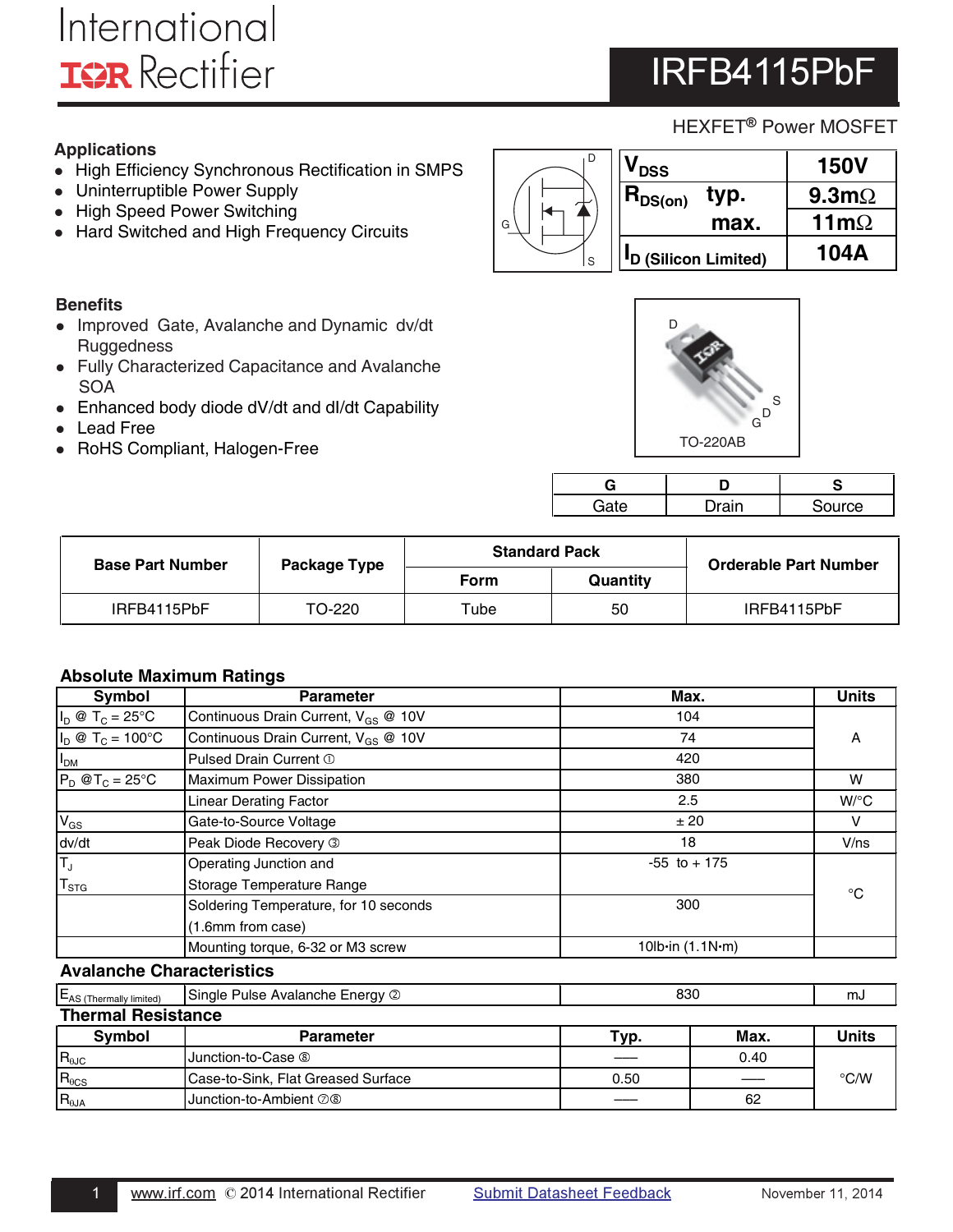International Rectifier

# IRFB4115PbF

HEXFET® Power MOSFET

## Applications

- High Efficiency Synchronous Rectification in SMPS
- Uninterruptible Power Supply
- High Speed Power Switching
- Hard Switched and High Frequency Circuits

| | | |
|---|---|---|
| $V_{DSS}$ | | 150V |
| $R_{DS(on)}$ | typ. | 9.3mΩ |
| | max. | 11mΩ |
| $I_D$ (Silicon Limited) | | 104A |

## Benefits

- Improved Gate, Avalanche and Dynamic dv/dt Ruggedness
- Fully Characterized Capacitance and Avalanche SOA
- Enhanced body diode dV/dt and dI/dt Capability
- Lead Free
- RoHS Compliant, Halogen-Free

TO-220AB

| G | D | S |
|---|---|---|
| Gate | Drain | Source |

| Base Part Number | Package Type | Standard Pack | | Orderable Part Number |
|---|---|---|---|---|
| | | Form | Quantity | |
| IRFB4115PbF | TO-220 | Tube | 50 | IRFB4115PbF |

## Absolute Maximum Ratings

| Symbol | Parameter | Max. | Units |
|---|---|---|---|
| $I_D$ @ $T_C$ = 25°C | Continuous Drain Current, $V_{GS}$ @ 10V | 104 | A |
| $I_D$ @ $T_C$ = 100°C | Continuous Drain Current, $V_{GS}$ @ 10V | 74 | A |
| $I_{DM}$ | Pulsed Drain Current ① | 420 | A |
| $P_D$ @$T_C$ = 25°C | Maximum Power Dissipation | 380 | W |
| | Linear Derating Factor | 2.5 | W/°C |
| $V_{GS}$ | Gate-to-Source Voltage | ± 20 | V |
| dv/dt | Peak Diode Recovery ③ | 18 | V/ns |
| $T_J$<br>$T_{STG}$ | Operating Junction and<br>Storage Temperature Range | -55 to + 175 | °C |
| | Soldering Temperature, for 10 seconds (1.6mm from case) | 300 | °C |
| | Mounting torque, 6-32 or M3 screw | 10lb·in (1.1N·m) | |

## Avalanche Characteristics

| Symbol | Parameter | Max. | Units |
|---|---|---|---|
| $E_{AS\ (Thermally\ limited)}$ | Single Pulse Avalanche Energy ② | 830 | mJ |

## Thermal Resistance

| Symbol | Parameter | Typ. | Max. | Units |
|---|---|---|---|---|
| $R_{\theta JC}$ | Junction-to-Case ⑧ | —— | 0.40 | °C/W |
| $R_{\theta CS}$ | Case-to-Sink, Flat Greased Surface | 0.50 | —— | °C/W |
| $R_{\theta JA}$ | Junction-to-Ambient ⑦⑧ | —— | 62 | °C/W |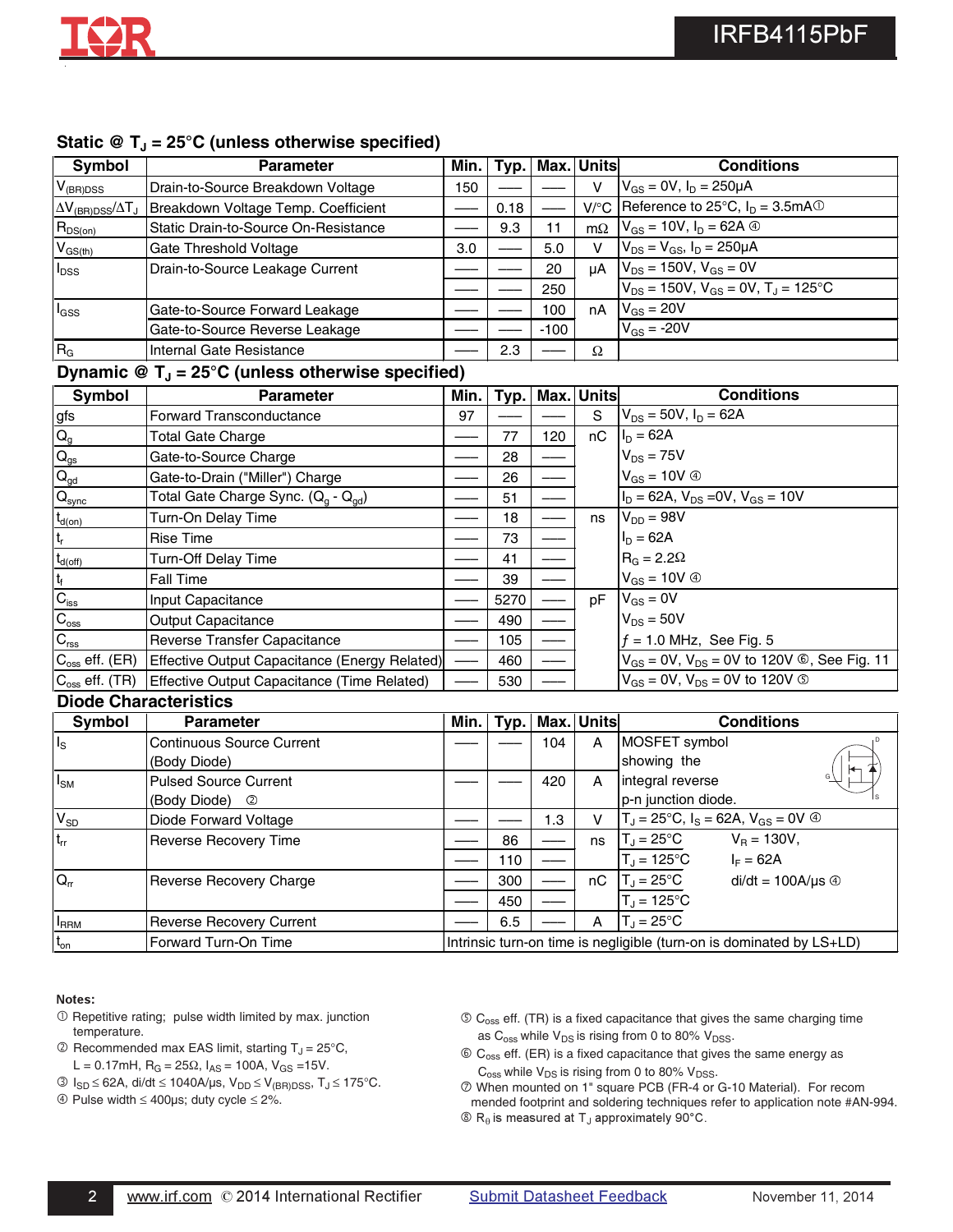## Static @ $T_J$ = 25°C (unless otherwise specified)

| Symbol | Parameter | Min. | Typ. | Max. | Units | Conditions |
|---|---|---|---|---|---|---|
| $V_{(BR)DSS}$ | Drain-to-Source Breakdown Voltage | 150 | ––– | ––– | V | $V_{GS}$ = 0V, $I_D$ = 250μA |
| $\Delta V_{(BR)DSS}/\Delta T_J$ | Breakdown Voltage Temp. Coefficient | ––– | 0.18 | ––– | V/°C | Reference to 25°C, $I_D$ = 3.5mA ① |
| $R_{DS(on)}$ | Static Drain-to-Source On-Resistance | ––– | 9.3 | 11 | mΩ | $V_{GS}$ = 10V, $I_D$ = 62A ④ |
| $V_{GS(th)}$ | Gate Threshold Voltage | 3.0 | ––– | 5.0 | V | $V_{DS}$ = $V_{GS}$, $I_D$ = 250μA |
| $I_{DSS}$ | Drain-to-Source Leakage Current | ––– | ––– | 20 | μA | $V_{DS}$ = 150V, $V_{GS}$ = 0V |
| | | ––– | ––– | 250 | | $V_{DS}$ = 150V, $V_{GS}$ = 0V, $T_J$ = 125°C |
| $I_{GSS}$ | Gate-to-Source Forward Leakage | ––– | ––– | 100 | nA | $V_{GS}$ = 20V |
| | Gate-to-Source Reverse Leakage | ––– | ––– | -100 | | $V_{GS}$ = -20V |
| $R_G$ | Internal Gate Resistance | ––– | 2.3 | ––– | Ω | |

## Dynamic @ $T_J$ = 25°C (unless otherwise specified)

| Symbol | Parameter | Min. | Typ. | Max. | Units | Conditions |
|---|---|---|---|---|---|---|
| gfs | Forward Transconductance | 97 | ––– | ––– | S | $V_{DS}$ = 50V, $I_D$ = 62A |
| $Q_g$ | Total Gate Charge | ––– | 77 | 120 | nC | $I_D$ = 62A |
| $Q_{gs}$ | Gate-to-Source Charge | ––– | 28 | ––– | | $V_{DS}$ = 75V |
| $Q_{gd}$ | Gate-to-Drain ("Miller") Charge | ––– | 26 | ––– | | $V_{GS}$ = 10V ④ |
| $Q_{sync}$ | Total Gate Charge Sync. ($Q_g$ - $Q_{gd}$) | ––– | 51 | ––– | | $I_D$ = 62A, $V_{DS}$ =0V, $V_{GS}$ = 10V |
| $t_{d(on)}$ | Turn-On Delay Time | ––– | 18 | ––– | ns | $V_{DD}$ = 98V |
| $t_r$ | Rise Time | ––– | 73 | ––– | | $I_D$ = 62A |
| $t_{d(off)}$ | Turn-Off Delay Time | ––– | 41 | ––– | | $R_G$ = 2.2Ω |
| $t_f$ | Fall Time | ––– | 39 | ––– | | $V_{GS}$ = 10V ④ |
| $C_{iss}$ | Input Capacitance | ––– | 5270 | ––– | pF | $V_{GS}$ = 0V |
| $C_{oss}$ | Output Capacitance | ––– | 490 | ––– | | $V_{DS}$ = 50V |
| $C_{rss}$ | Reverse Transfer Capacitance | ––– | 105 | ––– | | ƒ = 1.0 MHz, See Fig. 5 |
| $C_{oss}$ eff. (ER) | Effective Output Capacitance (Energy Related) | ––– | 460 | ––– | | $V_{GS}$ = 0V, $V_{DS}$ = 0V to 120V ⑥, See Fig. 11 |
| $C_{oss}$ eff. (TR) | Effective Output Capacitance (Time Related) | ––– | 530 | ––– | | $V_{GS}$ = 0V, $V_{DS}$ = 0V to 120V ⑤ |

## Diode Characteristics

| Symbol | Parameter | Min. | Typ. | Max. | Units | Conditions |
|---|---|---|---|---|---|---|
| $I_S$ | Continuous Source Current (Body Diode) | ––– | ––– | 104 | A | MOSFET symbol showing the |
| $I_{SM}$ | Pulsed Source Current (Body Diode) ② | ––– | ––– | 420 | A | integral reverse p-n junction diode. |
| $V_{SD}$ | Diode Forward Voltage | ––– | ––– | 1.3 | V | $T_J$ = 25°C, $I_S$ = 62A, $V_{GS}$ = 0V ④ |
| $t_{rr}$ | Reverse Recovery Time | ––– | 86 | ––– | ns | $T_J$ = 25°C  $V_R$ = 130V, |
| | | ––– | 110 | ––– | | $T_J$ = 125°C  $I_F$ = 62A |
| $Q_{rr}$ | Reverse Recovery Charge | ––– | 300 | ––– | nC | $T_J$ = 25°C  di/dt = 100A/μs ④ |
| | | ––– | 450 | ––– | | $T_J$ = 125°C |
| $I_{RRM}$ | Reverse Recovery Current | ––– | 6.5 | ––– | A | $T_J$ = 25°C |
| $t_{on}$ | Forward Turn-On Time | Intrinsic turn-on time is negligible (turn-on is dominated by LS+LD) | | | | |

**Notes:**

① Repetitive rating; pulse width limited by max. junction temperature.
② Recommended max EAS limit, starting $T_J$ = 25°C, L = 0.17mH, $R_G$ = 25Ω, $I_{AS}$ = 100A, $V_{GS}$ =15V.
③ $I_{SD} \leq$ 62A, di/dt ≤ 1040A/μs, $V_{DD} \leq V_{(BR)DSS}$, $T_J \leq$ 175°C.
④ Pulse width ≤ 400μs; duty cycle ≤ 2%.
⑤ $C_{oss}$ eff. (TR) is a fixed capacitance that gives the same charging time as $C_{oss}$ while $V_{DS}$ is rising from 0 to 80% $V_{DSS}$.
⑥ $C_{oss}$ eff. (ER) is a fixed capacitance that gives the same energy as $C_{oss}$ while $V_{DS}$ is rising from 0 to 80% $V_{DSS}$.
⑦ When mounted on 1" square PCB (FR-4 or G-10 Material). For recommended footprint and soldering techniques refer to application note #AN-994.
⑧ $R_\theta$ is measured at $T_J$ approximately 90°C.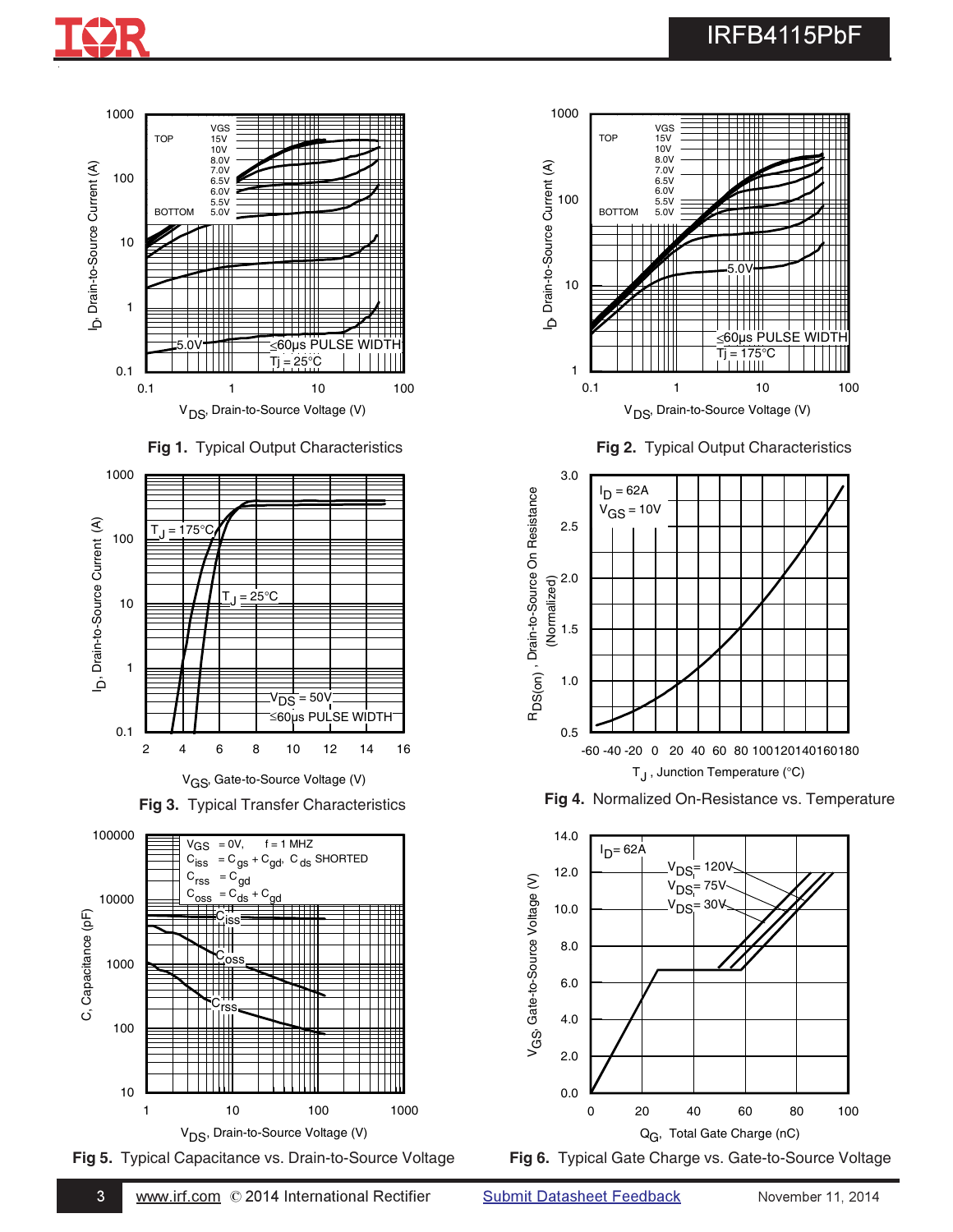Fig 1. Typical Output Characteristics

Fig 2. Typical Output Characteristics

Fig 3. Typical Transfer Characteristics

Fig 4. Normalized On-Resistance vs. Temperature

Fig 5. Typical Capacitance vs. Drain-to-Source Voltage

Fig 6. Typical Gate Charge vs. Gate-to-Source Voltage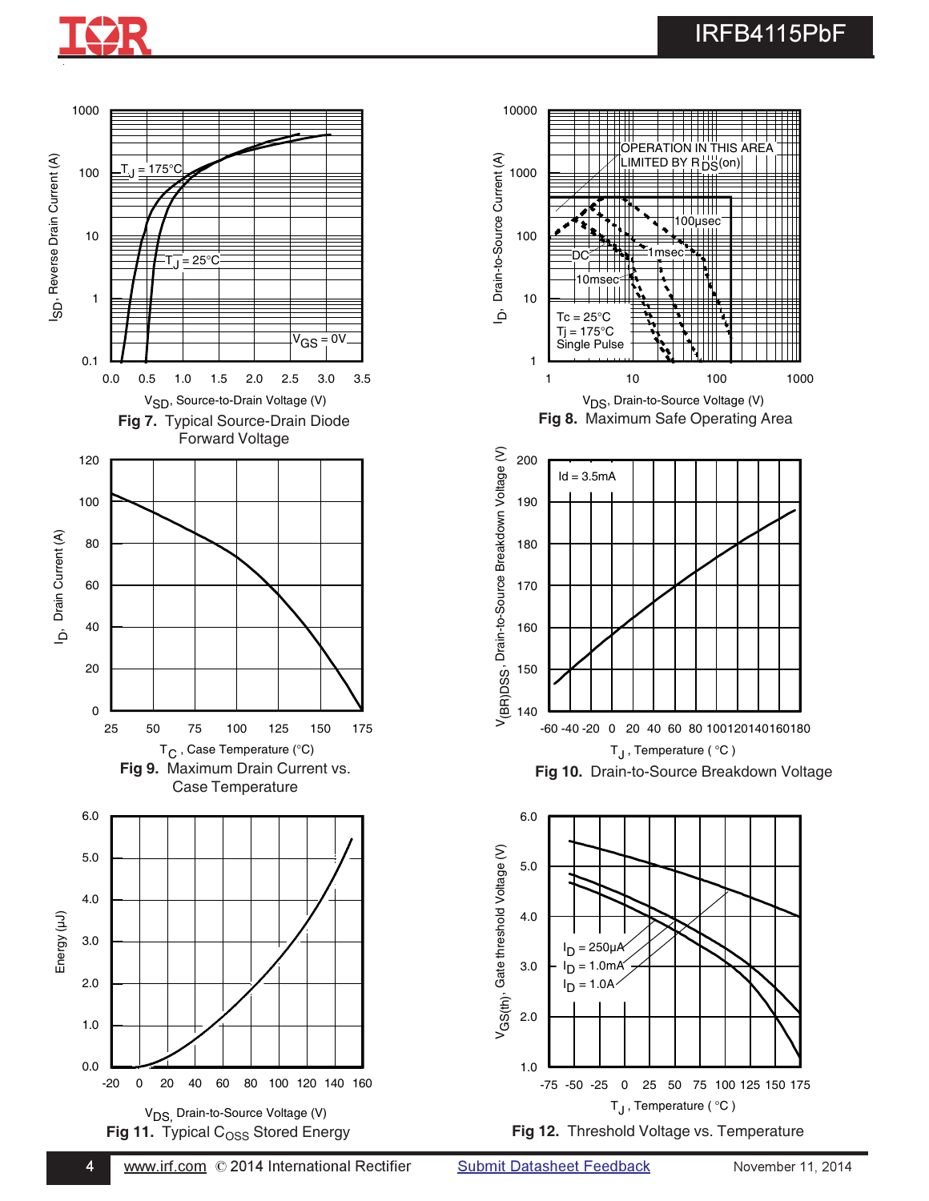**Fig 7.** Typical Source-Drain Diode Forward Voltage

**Fig 8.** Maximum Safe Operating Area

**Fig 9.** Maximum Drain Current vs. Case Temperature

**Fig 10.** Drain-to-Source Breakdown Voltage

**Fig 11.** Typical $C_{OSS}$ Stored Energy

**Fig 12.** Threshold Voltage vs. Temperature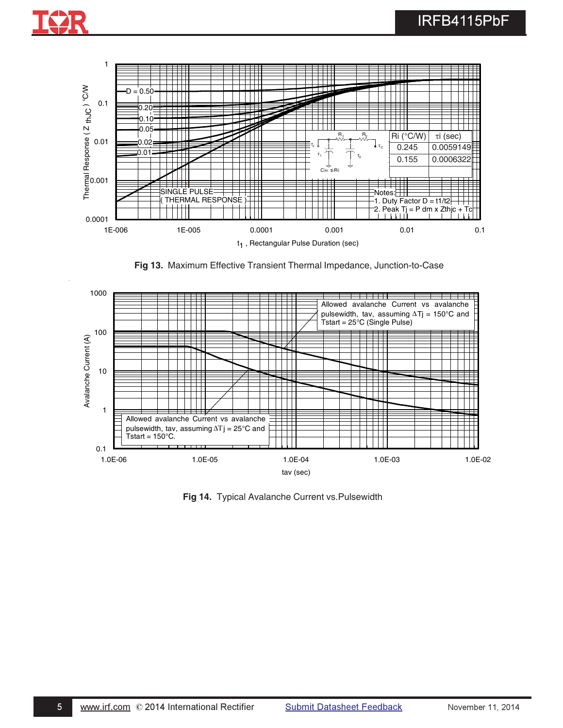| Ri (°C/W) | τi (sec) |
|---|---|
| 0.245 | 0.0059149 |
| 0.155 | 0.0006322 |

Notes:
1. Duty Factor D = t1/t2
2. Peak Tj = P dm x Zthjc + Tc

**Fig 13.** Maximum Effective Transient Thermal Impedance, Junction-to-Case

Allowed avalanche Current vs avalanche pulsewidth, tav, assuming ΔTj = 150°C and Tstart = 25°C (Single Pulse)

Allowed avalanche Current vs avalanche pulsewidth, tav, assuming ΔTj = 25°C and Tstart = 150°C.

**Fig 14.** Typical Avalanche Current vs.Pulsewidth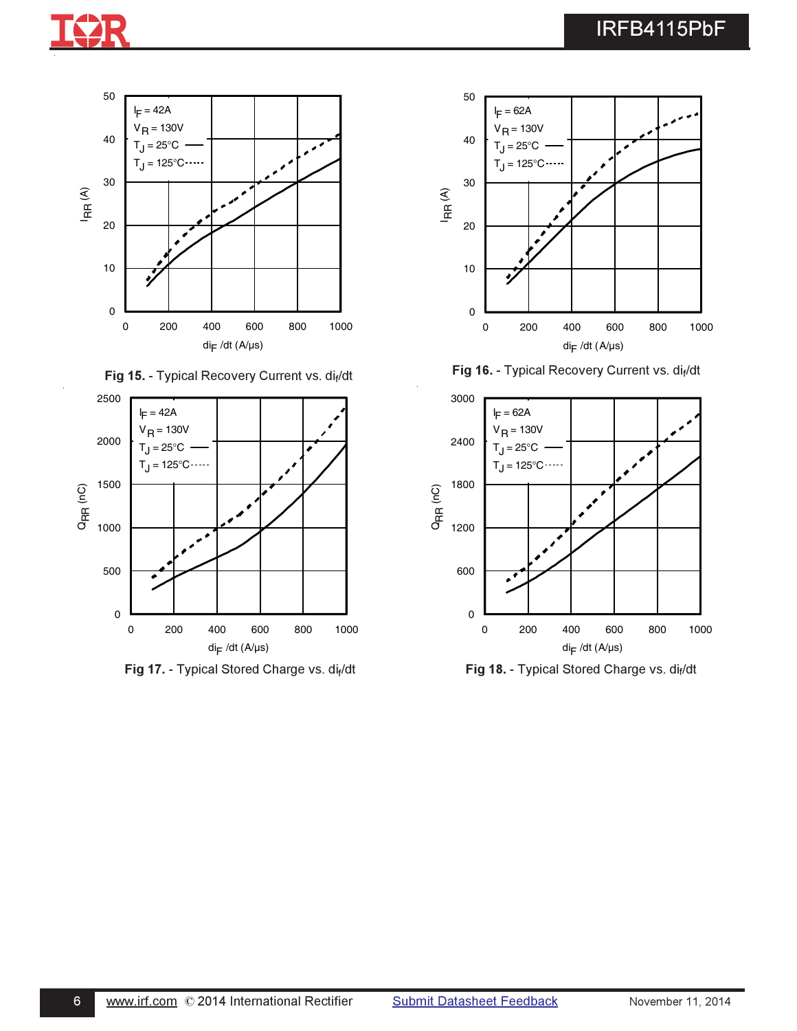Fig 15. - Typical Recovery Current vs. $di_f/dt$

Fig 16. - Typical Recovery Current vs. $di_f/dt$

Fig 17. - Typical Stored Charge vs. $di_f/dt$

Fig 18. - Typical Stored Charge vs. $di_f/dt$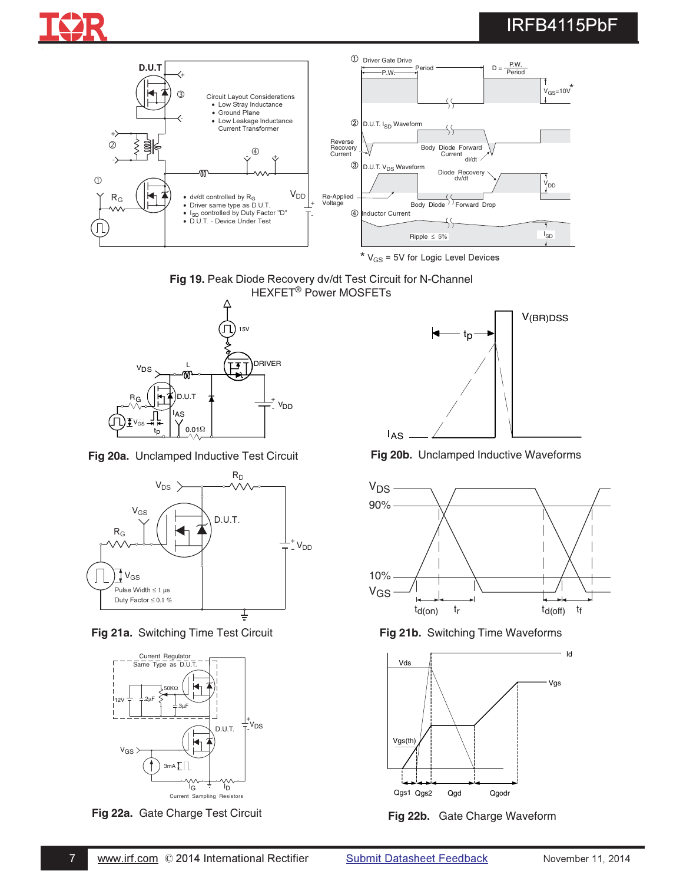D.U.T

Circuit Layout Considerations
- Low Stray Inductance
- Ground Plane
- Low Leakage Inductance Current Transformer

- dv/dt controlled by $R_G$
- Driver same type as D.U.T.
- $I_{SD}$ controlled by Duty Factor "D"
- D.U.T. - Device Under Test

① Driver Gate Drive — P.W. — Period — $D = \frac{P.W.}{Period}$ — $V_{GS}=10V$ *

② D.U.T. $I_{SD}$ Waveform — Reverse Recovery Current — Body Diode Forward Current di/dt

③ D.U.T. $V_{DS}$ Waveform — Diode Recovery dv/dt — $V_{DD}$ — Re-Applied Voltage — Body Diode Forward Drop

④ Inductor Current — Ripple ≤ 5% — $I_{SD}$

\* $V_{GS}$ = 5V for Logic Level Devices

**Fig 19.** Peak Diode Recovery dv/dt Test Circuit for N-Channel HEXFET® Power MOSFETs

**Fig 20a.** Unclamped Inductive Test Circuit

**Fig 20b.** Unclamped Inductive Waveforms

Pulse Width ≤ 1 µs
Duty Factor ≤ 0.1 %

**Fig 21a.** Switching Time Test Circuit

**Fig 21b.** Switching Time Waveforms

Current Regulator Same Type as D.U.T.

Current Sampling Resistors

**Fig 22a.** Gate Charge Test Circuit

**Fig 22b.** Gate Charge Waveform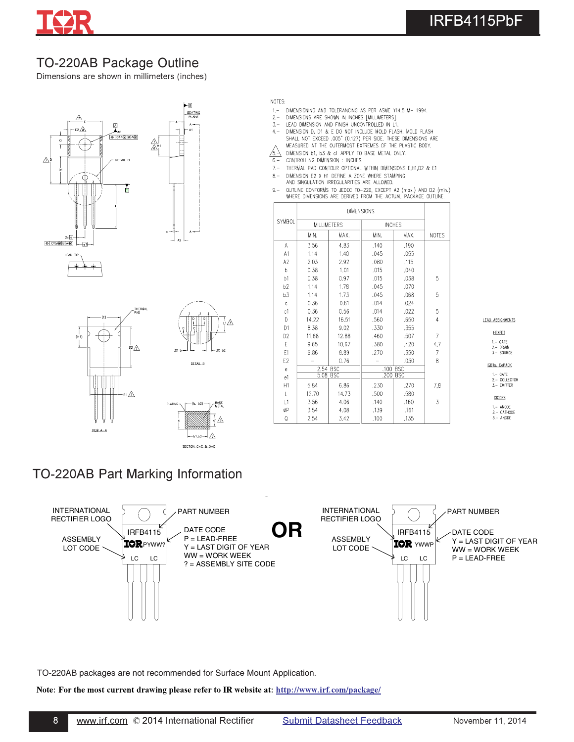## TO-220AB Package Outline

Dimensions are shown in millimeters (inches)

NOTES:

1.– DIMENSIONING AND TOLERANCING AS PER ASME Y14.5 M– 1994.
2.– DIMENSIONS ARE SHOWN IN INCHES [MILLIMETERS].
3.– LEAD DIMENSION AND FINISH UNCONTROLLED IN L1.
4.– DIMENSION D, D1 & E DO NOT INCLUDE MOLD FLASH. MOLD FLASH SHALL NOT EXCEED .005" (0.127) PER SIDE. THESE DIMENSIONS ARE MEASURED AT THE OUTERMOST EXTREMES OF THE PLASTIC BODY.
5.– DIMENSION b1, b3 & c1 APPLY TO BASE METAL ONLY.
6.– CONTROLLING DIMENSION : INCHES.
7.– THERMAL PAD CONTOUR OPTIONAL WITHIN DIMENSIONS E,H1,D2 & E1
8.– DIMENSION E2 X H1 DEFINE A ZONE WHERE STAMPING AND SINGULATION IRREGULARITIES ARE ALLOWED.
9.– OUTLINE CONFORMS TO JEDEC TO-220, EXCEPT A2 (max.) AND D2 (min.) WHERE DIMENSIONS ARE DERIVED FROM THE ACTUAL PACKAGE OUTLINE.

| SYMBOL | DIMENSIONS | | | | NOTES |
|---|---|---|---|---|---|
| | MILLIMETERS | | INCHES | | |
| | MIN. | MAX. | MIN. | MAX. | |
| A | 3.56 | 4.83 | .140 | .190 | |
| A1 | 1.14 | 1.40 | .045 | .055 | |
| A2 | 2.03 | 2.92 | .080 | .115 | |
| b | 0.38 | 1.01 | .015 | .040 | |
| b1 | 0.38 | 0.97 | .015 | .038 | 5 |
| b2 | 1.14 | 1.78 | .045 | .070 | |
| b3 | 1.14 | 1.73 | .045 | .068 | 5 |
| c | 0.36 | 0.61 | .014 | .024 | |
| c1 | 0.36 | 0.56 | .014 | .022 | 5 |
| D | 14.22 | 16.51 | .560 | .650 | 4 |
| D1 | 8.38 | 9.02 | .330 | .355 | |
| D2 | 11.68 | 12.88 | .460 | .507 | 7 |
| E | 9.65 | 10.67 | .380 | .420 | 4,7 |
| E1 | 6.86 | 8.89 | .270 | .350 | 7 |
| E2 | – | 0.76 | – | .030 | 8 |
| e | 2.54 BSC | | .100 BSC | | |
| e1 | 5.08 BSC | | .200 BSC | | |
| H1 | 5.84 | 6.86 | .230 | .270 | 7,8 |
| L | 12.70 | 14.73 | .500 | .580 | |
| L1 | 3.56 | 4.06 | .140 | .160 | 3 |
| ØP | 3.54 | 4.08 | .139 | .161 | |
| Q | 2.54 | 3.42 | .100 | .135 | |

LEAD ASSIGNMENTS

HEXFET
1.– GATE
2.– DRAIN
3.– SOURCE

IGBTs, CoPACK
1.– GATE
2.– COLLECTOR
3.– EMITTER

DIODES
1.– ANODE
2.– CATHODE
3.– ANODE

## TO-220AB Part Marking Information

INTERNATIONAL RECTIFIER LOGO — PART NUMBER — IRFB4115 — IOR PYWW? — LC LC

ASSEMBLY LOT CODE

DATE CODE
P = LEAD-FREE
Y = LAST DIGIT OF YEAR
WW = WORK WEEK
? = ASSEMBLY SITE CODE

**OR**

INTERNATIONAL RECTIFIER LOGO — PART NUMBER — IRFB4115 — IOR YWWP — LC LC

ASSEMBLY LOT CODE

DATE CODE
Y = LAST DIGIT OF YEAR
WW = WORK WEEK
P = LEAD-FREE

TO-220AB packages are not recommended for Surface Mount Application.

**Note: For the most current drawing please refer to IR website at: http://www.irf.com/package/**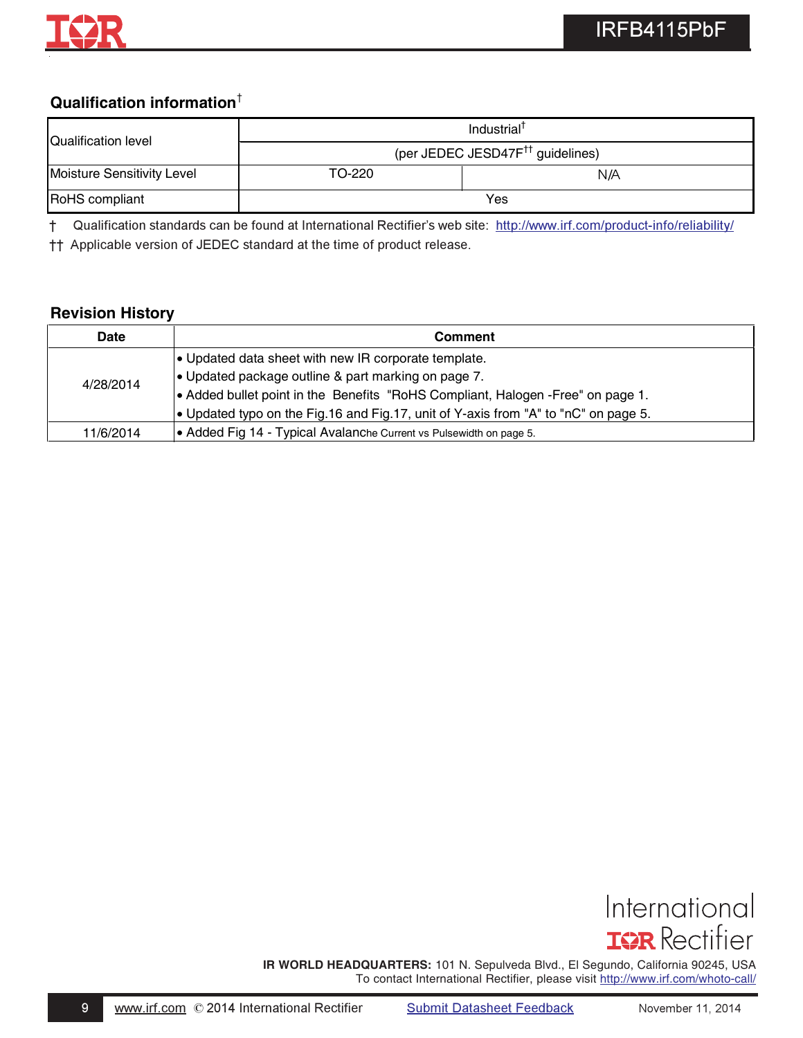## Qualification information†

| | | |
|---|---|---|
| Qualification level | Industrial† (per JEDEC JESD47F†† guidelines) | |
| Moisture Sensitivity Level | TO-220 | N/A |
| RoHS compliant | Yes | |

† Qualification standards can be found at International Rectifier's web site: http://www.irf.com/product-info/reliability/

†† Applicable version of JEDEC standard at the time of product release.

## Revision History

| Date | Comment |
|---|---|
| 4/28/2014 | • Updated data sheet with new IR corporate template.<br>• Updated package outline & part marking on page 7.<br>• Added bullet point in the Benefits "RoHS Compliant, Halogen -Free" on page 1.<br>• Updated typo on the Fig.16 and Fig.17, unit of Y-axis from "A" to "nC" on page 5. |
| 11/6/2014 | • Added Fig 14 - Typical Avalanche Current vs Pulsewidth on page 5. |

International Rectifier

**IR WORLD HEADQUARTERS:** 101 N. Sepulveda Blvd., El Segundo, California 90245, USA
To contact International Rectifier, please visit http://www.irf.com/whoto-call/